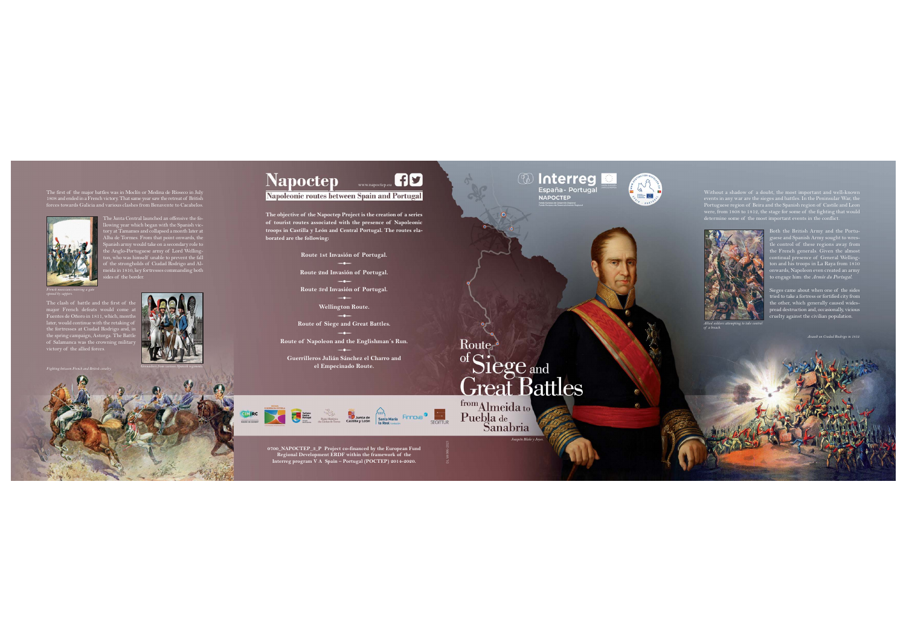The first of the major battles was in Moclín or Medina de Rioseco in July 1808 and ended in a French victory. That same year saw the retreat of British forces towards Galicia and various clashes from Benavente to Cacabelos.

The Junta Central launched an offensive the following year which began with the Spanish victory at Tamames and collapsed a month later at Alba de Tormes. From that point onwards, the Spanish army would take on a secondary role to the Anglo-Portuguese army of Lord Wellington, who was himself unable to prevent the fall of the strongholds of Ciudad Rodrigo and Almeida in 1810, key fortresses commanding both sides of the border.

*French musketeers entering a gate opened by sappers.*

The clash of battle and the first of the major French defeats would come at Fuentes de Oñoro in 1811, which, months later, would continue with the retaking of the fortresses at Ciudad Rodrigo and, in the spring campaign, Astorga. The Battle of Salamanca was the crowning military victory of the allied forces.

*Fighting between French and British cavalry.*

*Grenadiers from various Spanish regiments.*

# Napoctep

www.napoctep.eu

## Napoleonic routes between Spain and Portugal

**The objective of the Napoctep Project is the creation of a series of tourist routes associated with the presence of Napoleonic troops in Castilla y León and Central Portugal. The routes elaborated are the following:**

**Route 1st Invasión of Portugal.**

**Route 2nd Invasión of Portugal.**

**Route 3rd Invasión of Portugal.**

**Wellington Route.**

**Route of Siege and Great Battles.**

**Route of Napoleon and the Englishman´s Run.**

**Guerrilleros Julián Sánchez el Charro and el Empecinado Route.**

**0700_NAPOCTEP_3_P Project co-financed by the European Fund Regional Development ERDF within the framework of the Interreg program V A Spain – Portugal (POCTEP) 2014-2020.**

Interreg España - Portugal

NAPOCTEP

# Route of Siege and Great Battles

## from Almeida to Puebla de Sanabria

*Joaquín Blake y Joyes.*

Without a shadow of a doubt, the most important and well-known events in any war are the sieges and battles. In the Peninsular War, the Portuguese region of Beira and the Spanish region of Castile and Leon were, from 1808 to 1812, the stage for some of the fighting that would determine some of the most important events in the conflict.

Both the British Army and the Portuguese and Spanish Army sought to wrestle control of these regions away from the French generals. Given the almost continual presence of General Wellington and his troops in La Raya from 1810 onwards, Napoleon even created an army to engage him: the *Armée du Portugal*.

Sieges came about when one of the sides tried to take a fortress or fortified city from the other, which generally caused widespread destruction and, occasionally, vicious cruelty against the civilian population.

*Allied soldiers attempting to take control of a breach.*

*Assault on Ciudad Rodrigo in 1812.*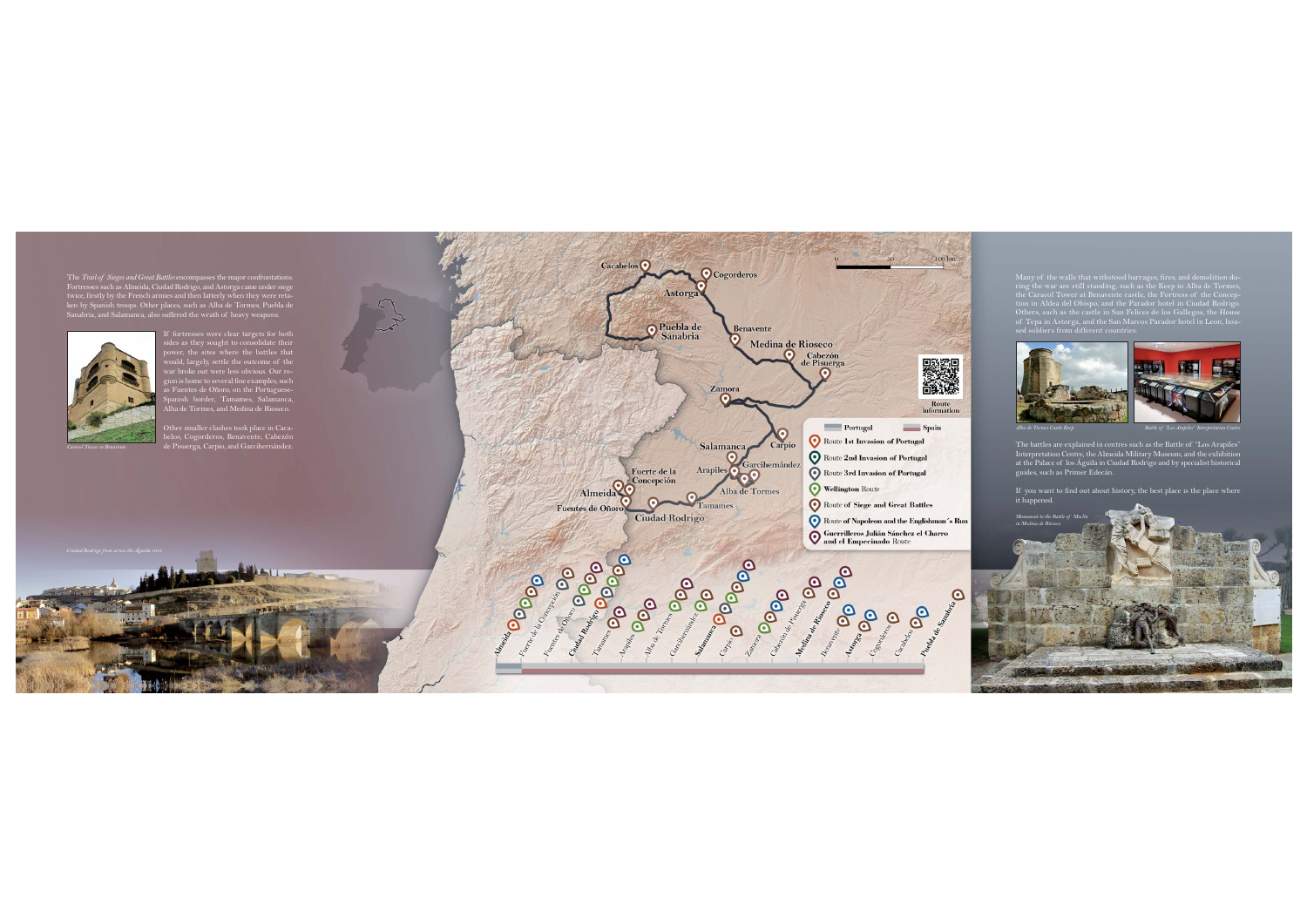The *Trail of Sieges and Great Battles* encompasses the major confrontations. Fortresses such as Almeida, Ciudad Rodrigo, and Astorga came under siege twice, firstly by the French armies and then latterly when they were retaken by Spanish troops. Other places, such as Alba de Tormes, Puebla de Sanabria, and Salamanca, also suffered the wrath of heavy weapons.

If fortresses were clear targets for both sides as they sought to consolidate their power, the sites where the battles that would, largely, settle the outcome of the war broke out were less obvious. Our region is home to several fine examples, such as Fuentes de Oñoro, on the Portuguese-Spanish border, Tamames, Salamanca, Alba de Tormes, and Medina de Rioseco.

Other smaller clashes took place in Cacabelos, Cogorderos, Benavente, Cabezón de Pisuerga, Carpio, and Garcihernández.

Caracol Tower in Benavente

Ciudad Rodrigo from across the Águeda river

Cacabelos
Cogorderos
Astorga
Puebla de Sanabria
Benavente
Medina de Rioseco
Cabezón de Pisuerga
Zamora
Carpio
Salamanca
Garcihernández
Arapiles
Alba de Tormes
Fuerte de la Concepción
Almeida
Fuentes de Oñoro
Ciudad Rodrigo
Tamames

0 50 100 km

Route information

Portugal
Spain

Route 1st Invasion of Portugal
Route 2nd Invasion of Portugal
Route 3rd Invasion of Portugal
Wellington Route
Route of Siege and Great Battles
Route of Napoleon and the Englishman's Run
Guerrilleros Julián Sánchez el Charro and el Empecinado Route

Almeida
Fuerte de la Concepción
Fuentes de Oñoro
Ciudad Rodrigo
Tamames
Arapiles
Alba de Tormes
Garcihernández
Salamanca
Carpio
Zamora
Cabezón de Pisuerga
Medina de Rioseco
Benavente
Astorga
Cogorderos
Cacabelos
Puebla de Sanabria

Many of the walls that withstood barrages, fires, and demolition during the war are still standing, such as the Keep in Alba de Tormes, the Caracol Tower at Benavente castle, the Fortress of the Concepcion in Aldea del Obispo, and the Parador hotel in Ciudad Rodrigo. Others, such as the castle in San Felices de los Gallegos, the House of Tepa in Astorga, and the San Marcos Parador hotel in Leon, housed soldiers from different countries.

Alba de Tormes Castle Keep.

Battle of "Los Arapiles" Interpretation Centre

The battles are explained in centres such as the Battle of "Los Arapiles" Interpretation Centre, the Almeida Military Museum, and the exhibition at the Palace of los Águila in Ciudad Rodrigo and by specialist historical guides, such as Primer Edecán.

If you want to find out about history, the best place is the place where it happened.

Monument to the Battle of Moclín in Medina de Rioseco